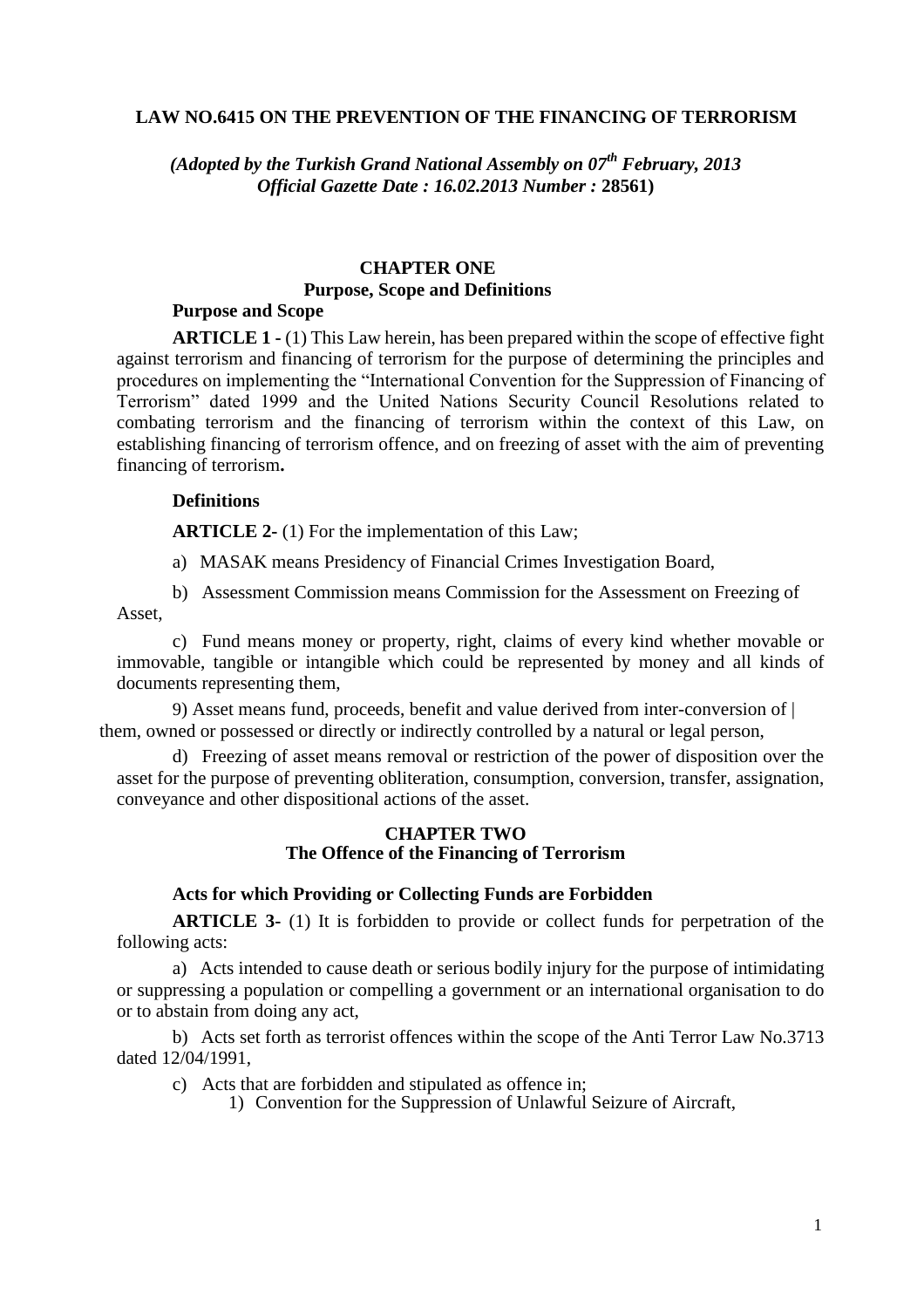# LAW NO.6415 ON THE PREVENTION OF THE FINANCING OF TERRORISM

***(Adopted by the Turkish Grand National Assembly on 07th February, 2013***
***Official Gazette Date : 16.02.2013 Number :* 28561)**

## CHAPTER ONE
## Purpose, Scope and Definitions

### Purpose and Scope

**ARTICLE 1 -** (1) This Law herein, has been prepared within the scope of effective fight against terrorism and financing of terrorism for the purpose of determining the principles and procedures on implementing the "International Convention for the Suppression of Financing of Terrorism" dated 1999 and the United Nations Security Council Resolutions related to combating terrorism and the financing of terrorism within the context of this Law, on establishing financing of terrorism offence, and on freezing of asset with the aim of preventing financing of terrorism**.**

### Definitions

**ARTICLE 2-** (1) For the implementation of this Law;

a) MASAK means Presidency of Financial Crimes Investigation Board,

b) Assessment Commission means Commission for the Assessment on Freezing of Asset,

c) Fund means money or property, right, claims of every kind whether movable or immovable, tangible or intangible which could be represented by money and all kinds of documents representing them,

9) Asset means fund, proceeds, benefit and value derived from inter-conversion of | them, owned or possessed or directly or indirectly controlled by a natural or legal person,

d) Freezing of asset means removal or restriction of the power of disposition over the asset for the purpose of preventing obliteration, consumption, conversion, transfer, assignation, conveyance and other dispositional actions of the asset.

## CHAPTER TWO
## The Offence of the Financing of Terrorism

### Acts for which Providing or Collecting Funds are Forbidden

**ARTICLE 3-** (1) It is forbidden to provide or collect funds for perpetration of the following acts:

a) Acts intended to cause death or serious bodily injury for the purpose of intimidating or suppressing a population or compelling a government or an international organisation to do or to abstain from doing any act,

b) Acts set forth as terrorist offences within the scope of the Anti Terror Law No.3713 dated 12/04/1991,

c) Acts that are forbidden and stipulated as offence in;

1) Convention for the Suppression of Unlawful Seizure of Aircraft,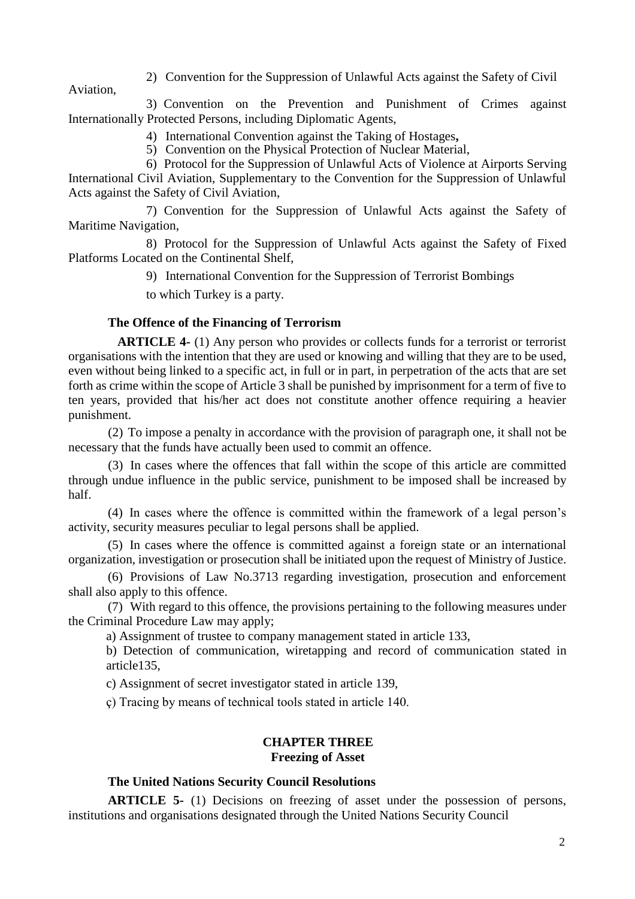2) Convention for the Suppression of Unlawful Acts against the Safety of Civil Aviation,

3) Convention on the Prevention and Punishment of Crimes against Internationally Protected Persons, including Diplomatic Agents,

4) International Convention against the Taking of Hostages**,**

5) Convention on the Physical Protection of Nuclear Material,

6) Protocol for the Suppression of Unlawful Acts of Violence at Airports Serving International Civil Aviation, Supplementary to the Convention for the Suppression of Unlawful Acts against the Safety of Civil Aviation,

7) Convention for the Suppression of Unlawful Acts against the Safety of Maritime Navigation,

8) Protocol for the Suppression of Unlawful Acts against the Safety of Fixed Platforms Located on the Continental Shelf,

9) International Convention for the Suppression of Terrorist Bombings

to which Turkey is a party.

**The Offence of the Financing of Terrorism**

**ARTICLE 4-** (1) Any person who provides or collects funds for a terrorist or terrorist organisations with the intention that they are used or knowing and willing that they are to be used, even without being linked to a specific act, in full or in part, in perpetration of the acts that are set forth as crime within the scope of Article 3 shall be punished by imprisonment for a term of five to ten years, provided that his/her act does not constitute another offence requiring a heavier punishment.

(2) To impose a penalty in accordance with the provision of paragraph one, it shall not be necessary that the funds have actually been used to commit an offence.

(3) In cases where the offences that fall within the scope of this article are committed through undue influence in the public service, punishment to be imposed shall be increased by half.

(4) In cases where the offence is committed within the framework of a legal person's activity, security measures peculiar to legal persons shall be applied.

(5) In cases where the offence is committed against a foreign state or an international organization, investigation or prosecution shall be initiated upon the request of Ministry of Justice.

(6) Provisions of Law No.3713 regarding investigation, prosecution and enforcement shall also apply to this offence.

(7) With regard to this offence, the provisions pertaining to the following measures under the Criminal Procedure Law may apply;

a) Assignment of trustee to company management stated in article 133,

b) Detection of communication, wiretapping and record of communication stated in article135,

c) Assignment of secret investigator stated in article 139,

ç) Tracing by means of technical tools stated in article 140.

## CHAPTER THREE
## Freezing of Asset

**The United Nations Security Council Resolutions**

**ARTICLE 5-** (1) Decisions on freezing of asset under the possession of persons, institutions and organisations designated through the United Nations Security Council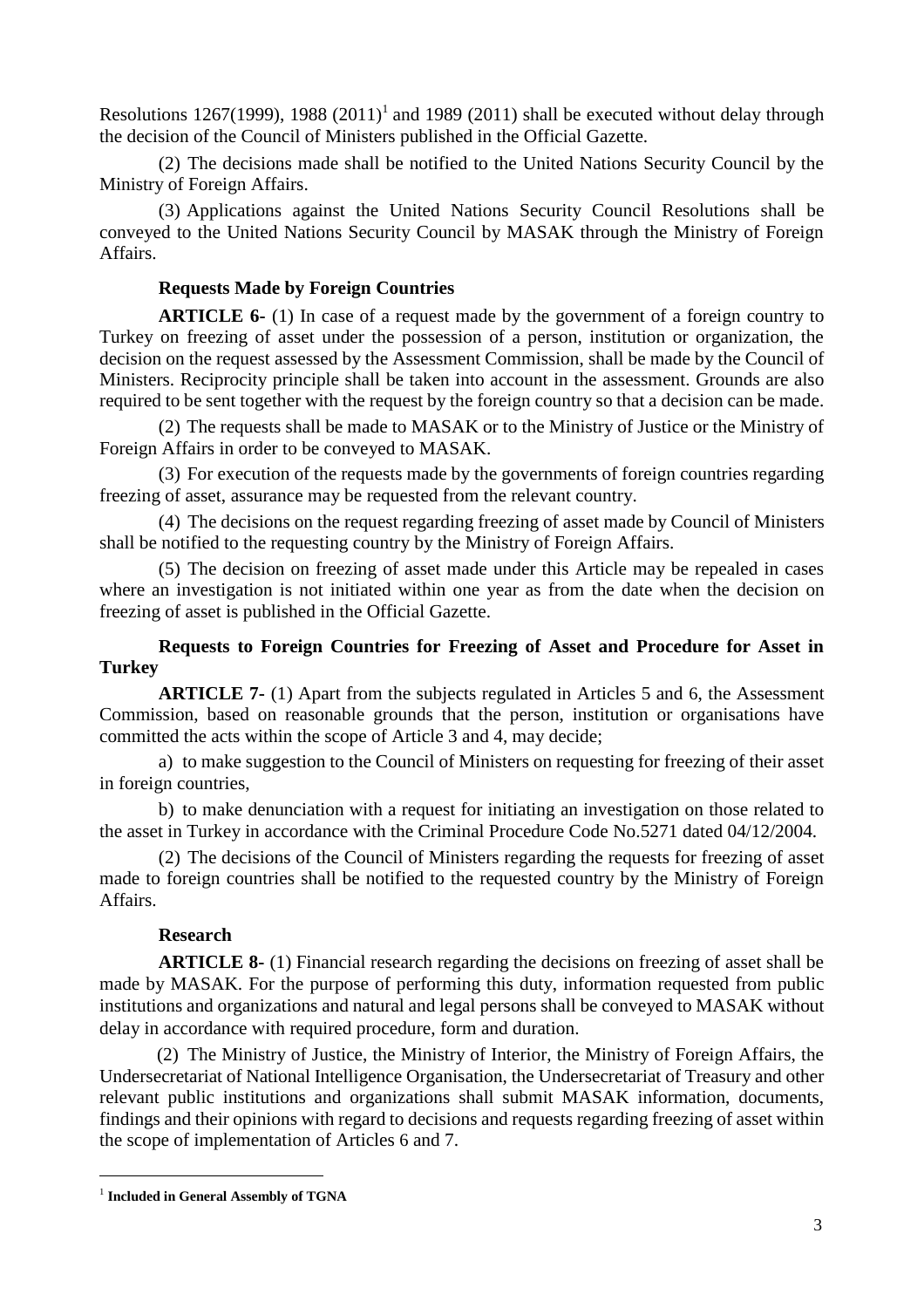Resolutions 1267(1999), 1988 (2011)[1] and 1989 (2011) shall be executed without delay through the decision of the Council of Ministers published in the Official Gazette.

(2) The decisions made shall be notified to the United Nations Security Council by the Ministry of Foreign Affairs.

(3) Applications against the United Nations Security Council Resolutions shall be conveyed to the United Nations Security Council by MASAK through the Ministry of Foreign Affairs.

**Requests Made by Foreign Countries**

**ARTICLE 6-** (1) In case of a request made by the government of a foreign country to Turkey on freezing of asset under the possession of a person, institution or organization, the decision on the request assessed by the Assessment Commission, shall be made by the Council of Ministers. Reciprocity principle shall be taken into account in the assessment. Grounds are also required to be sent together with the request by the foreign country so that a decision can be made.

(2) The requests shall be made to MASAK or to the Ministry of Justice or the Ministry of Foreign Affairs in order to be conveyed to MASAK.

(3) For execution of the requests made by the governments of foreign countries regarding freezing of asset, assurance may be requested from the relevant country.

(4) The decisions on the request regarding freezing of asset made by Council of Ministers shall be notified to the requesting country by the Ministry of Foreign Affairs.

(5) The decision on freezing of asset made under this Article may be repealed in cases where an investigation is not initiated within one year as from the date when the decision on freezing of asset is published in the Official Gazette.

**Requests to Foreign Countries for Freezing of Asset and Procedure for Asset in Turkey**

**ARTICLE 7-** (1) Apart from the subjects regulated in Articles 5 and 6, the Assessment Commission, based on reasonable grounds that the person, institution or organisations have committed the acts within the scope of Article 3 and 4, may decide;

a) to make suggestion to the Council of Ministers on requesting for freezing of their asset in foreign countries,

b) to make denunciation with a request for initiating an investigation on those related to the asset in Turkey in accordance with the Criminal Procedure Code No.5271 dated 04/12/2004.

(2) The decisions of the Council of Ministers regarding the requests for freezing of asset made to foreign countries shall be notified to the requested country by the Ministry of Foreign Affairs.

**Research**

**ARTICLE 8-** (1) Financial research regarding the decisions on freezing of asset shall be made by MASAK. For the purpose of performing this duty, information requested from public institutions and organizations and natural and legal persons shall be conveyed to MASAK without delay in accordance with required procedure, form and duration.

(2) The Ministry of Justice, the Ministry of Interior, the Ministry of Foreign Affairs, the Undersecretariat of National Intelligence Organisation, the Undersecretariat of Treasury and other relevant public institutions and organizations shall submit MASAK information, documents, findings and their opinions with regard to decisions and requests regarding freezing of asset within the scope of implementation of Articles 6 and 7.

---

[1] **Included in General Assembly of TGNA**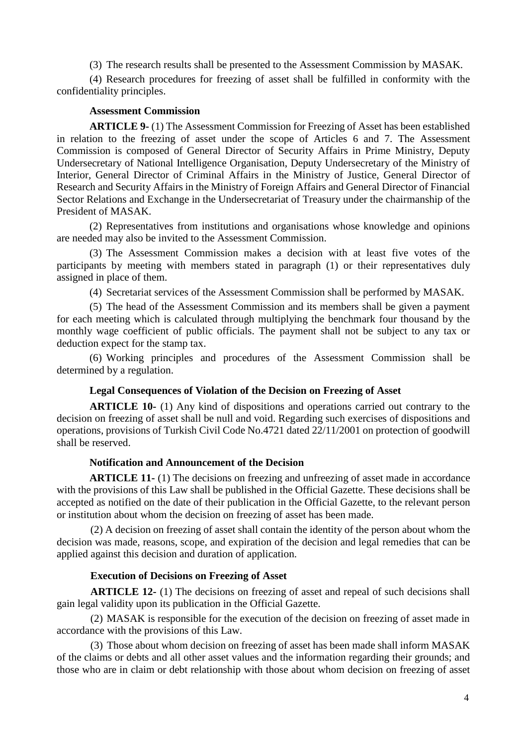(3) The research results shall be presented to the Assessment Commission by MASAK.

(4) Research procedures for freezing of asset shall be fulfilled in conformity with the confidentiality principles.

**Assessment Commission**

**ARTICLE 9-** (1) The Assessment Commission for Freezing of Asset has been established in relation to the freezing of asset under the scope of Articles 6 and 7. The Assessment Commission is composed of General Director of Security Affairs in Prime Ministry, Deputy Undersecretary of National Intelligence Organisation, Deputy Undersecretary of the Ministry of Interior, General Director of Criminal Affairs in the Ministry of Justice, General Director of Research and Security Affairs in the Ministry of Foreign Affairs and General Director of Financial Sector Relations and Exchange in the Undersecretariat of Treasury under the chairmanship of the President of MASAK.

(2) Representatives from institutions and organisations whose knowledge and opinions are needed may also be invited to the Assessment Commission.

(3) The Assessment Commission makes a decision with at least five votes of the participants by meeting with members stated in paragraph (1) or their representatives duly assigned in place of them.

(4) Secretariat services of the Assessment Commission shall be performed by MASAK.

(5) The head of the Assessment Commission and its members shall be given a payment for each meeting which is calculated through multiplying the benchmark four thousand by the monthly wage coefficient of public officials. The payment shall not be subject to any tax or deduction expect for the stamp tax.

(6) Working principles and procedures of the Assessment Commission shall be determined by a regulation.

**Legal Consequences of Violation of the Decision on Freezing of Asset**

**ARTICLE 10-** (1) Any kind of dispositions and operations carried out contrary to the decision on freezing of asset shall be null and void. Regarding such exercises of dispositions and operations, provisions of Turkish Civil Code No.4721 dated 22/11/2001 on protection of goodwill shall be reserved.

**Notification and Announcement of the Decision**

**ARTICLE 11-** (1) The decisions on freezing and unfreezing of asset made in accordance with the provisions of this Law shall be published in the Official Gazette. These decisions shall be accepted as notified on the date of their publication in the Official Gazette, to the relevant person or institution about whom the decision on freezing of asset has been made.

(2) A decision on freezing of asset shall contain the identity of the person about whom the decision was made, reasons, scope, and expiration of the decision and legal remedies that can be applied against this decision and duration of application.

**Execution of Decisions on Freezing of Asset**

**ARTICLE 12-** (1) The decisions on freezing of asset and repeal of such decisions shall gain legal validity upon its publication in the Official Gazette.

(2) MASAK is responsible for the execution of the decision on freezing of asset made in accordance with the provisions of this Law.

(3) Those about whom decision on freezing of asset has been made shall inform MASAK of the claims or debts and all other asset values and the information regarding their grounds; and those who are in claim or debt relationship with those about whom decision on freezing of asset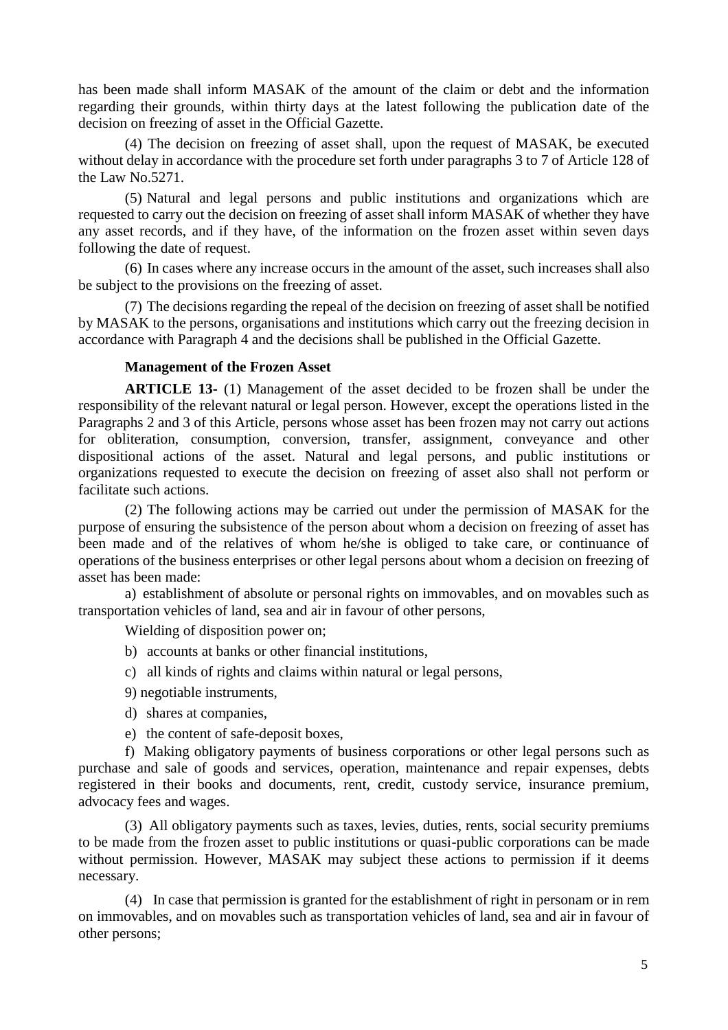has been made shall inform MASAK of the amount of the claim or debt and the information regarding their grounds, within thirty days at the latest following the publication date of the decision on freezing of asset in the Official Gazette.

(4) The decision on freezing of asset shall, upon the request of MASAK, be executed without delay in accordance with the procedure set forth under paragraphs 3 to 7 of Article 128 of the Law No.5271.

(5) Natural and legal persons and public institutions and organizations which are requested to carry out the decision on freezing of asset shall inform MASAK of whether they have any asset records, and if they have, of the information on the frozen asset within seven days following the date of request.

(6) In cases where any increase occurs in the amount of the asset, such increases shall also be subject to the provisions on the freezing of asset.

(7) The decisions regarding the repeal of the decision on freezing of asset shall be notified by MASAK to the persons, organisations and institutions which carry out the freezing decision in accordance with Paragraph 4 and the decisions shall be published in the Official Gazette.

**Management of the Frozen Asset**

**ARTICLE 13-** (1) Management of the asset decided to be frozen shall be under the responsibility of the relevant natural or legal person. However, except the operations listed in the Paragraphs 2 and 3 of this Article, persons whose asset has been frozen may not carry out actions for obliteration, consumption, conversion, transfer, assignment, conveyance and other dispositional actions of the asset. Natural and legal persons, and public institutions or organizations requested to execute the decision on freezing of asset also shall not perform or facilitate such actions.

(2) The following actions may be carried out under the permission of MASAK for the purpose of ensuring the subsistence of the person about whom a decision on freezing of asset has been made and of the relatives of whom he/she is obliged to take care, or continuance of operations of the business enterprises or other legal persons about whom a decision on freezing of asset has been made:

a) establishment of absolute or personal rights on immovables, and on movables such as transportation vehicles of land, sea and air in favour of other persons,

Wielding of disposition power on;

b) accounts at banks or other financial institutions,

c) all kinds of rights and claims within natural or legal persons,

9) negotiable instruments,

d) shares at companies,

e) the content of safe-deposit boxes,

f) Making obligatory payments of business corporations or other legal persons such as purchase and sale of goods and services, operation, maintenance and repair expenses, debts registered in their books and documents, rent, credit, custody service, insurance premium, advocacy fees and wages.

(3) All obligatory payments such as taxes, levies, duties, rents, social security premiums to be made from the frozen asset to public institutions or quasi-public corporations can be made without permission. However, MASAK may subject these actions to permission if it deems necessary.

(4) In case that permission is granted for the establishment of right in personam or in rem on immovables, and on movables such as transportation vehicles of land, sea and air in favour of other persons;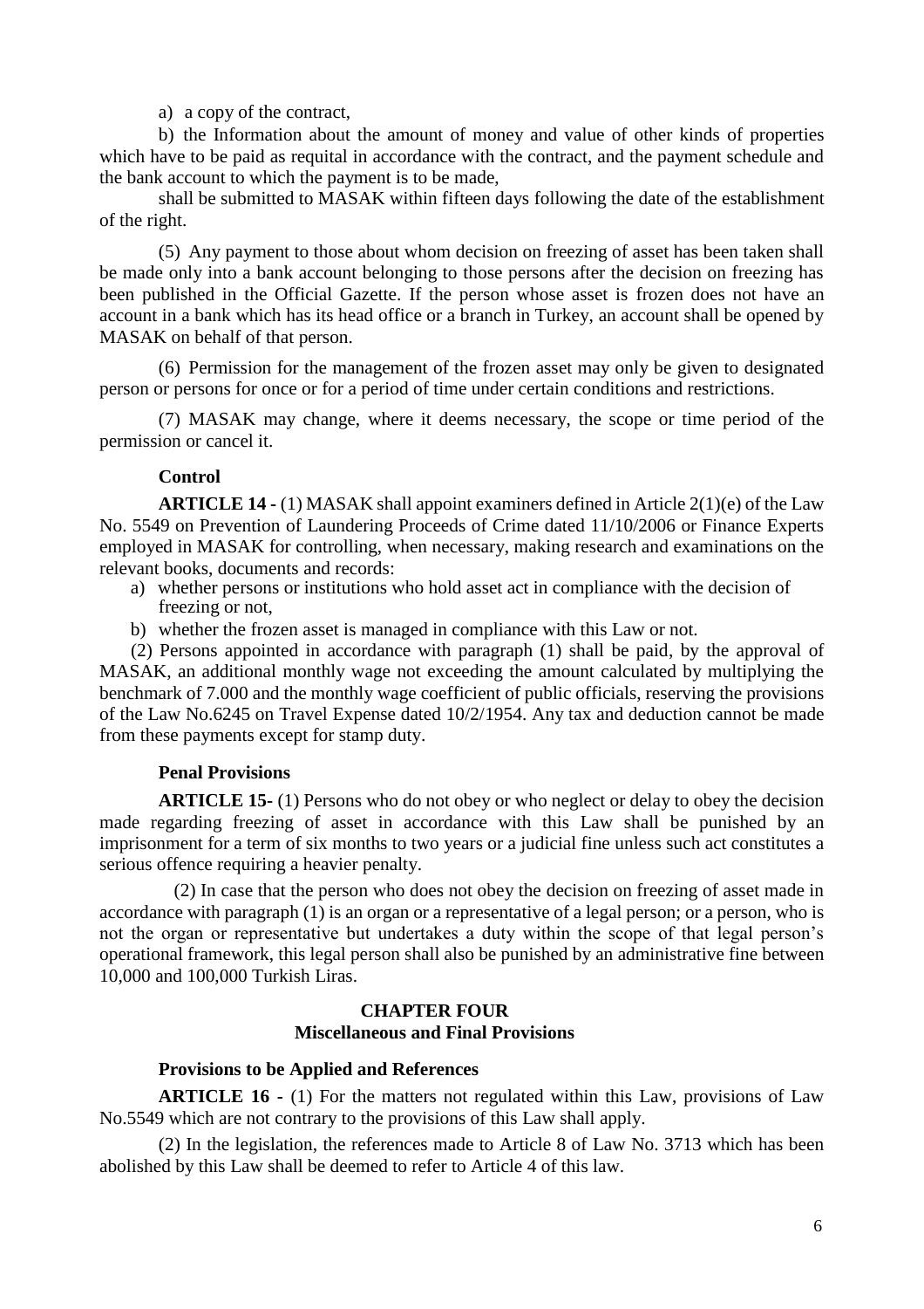a) a copy of the contract,

b) the Information about the amount of money and value of other kinds of properties which have to be paid as requital in accordance with the contract, and the payment schedule and the bank account to which the payment is to be made,

shall be submitted to MASAK within fifteen days following the date of the establishment of the right.

(5) Any payment to those about whom decision on freezing of asset has been taken shall be made only into a bank account belonging to those persons after the decision on freezing has been published in the Official Gazette. If the person whose asset is frozen does not have an account in a bank which has its head office or a branch in Turkey, an account shall be opened by MASAK on behalf of that person.

(6) Permission for the management of the frozen asset may only be given to designated person or persons for once or for a period of time under certain conditions and restrictions.

(7) MASAK may change, where it deems necessary, the scope or time period of the permission or cancel it.

**Control**

**ARTICLE 14 -** (1) MASAK shall appoint examiners defined in Article 2(1)(e) of the Law No. 5549 on Prevention of Laundering Proceeds of Crime dated 11/10/2006 or Finance Experts employed in MASAK for controlling, when necessary, making research and examinations on the relevant books, documents and records:

a) whether persons or institutions who hold asset act in compliance with the decision of freezing or not,
b) whether the frozen asset is managed in compliance with this Law or not.

(2) Persons appointed in accordance with paragraph (1) shall be paid, by the approval of MASAK, an additional monthly wage not exceeding the amount calculated by multiplying the benchmark of 7.000 and the monthly wage coefficient of public officials, reserving the provisions of the Law No.6245 on Travel Expense dated 10/2/1954. Any tax and deduction cannot be made from these payments except for stamp duty.

**Penal Provisions**

**ARTICLE 15-** (1) Persons who do not obey or who neglect or delay to obey the decision made regarding freezing of asset in accordance with this Law shall be punished by an imprisonment for a term of six months to two years or a judicial fine unless such act constitutes a serious offence requiring a heavier penalty.

(2) In case that the person who does not obey the decision on freezing of asset made in accordance with paragraph (1) is an organ or a representative of a legal person; or a person, who is not the organ or representative but undertakes a duty within the scope of that legal person's operational framework, this legal person shall also be punished by an administrative fine between 10,000 and 100,000 Turkish Liras.

## CHAPTER FOUR
## Miscellaneous and Final Provisions

**Provisions to be Applied and References**

**ARTICLE 16 -** (1) For the matters not regulated within this Law, provisions of Law No.5549 which are not contrary to the provisions of this Law shall apply.

(2) In the legislation, the references made to Article 8 of Law No. 3713 which has been abolished by this Law shall be deemed to refer to Article 4 of this law.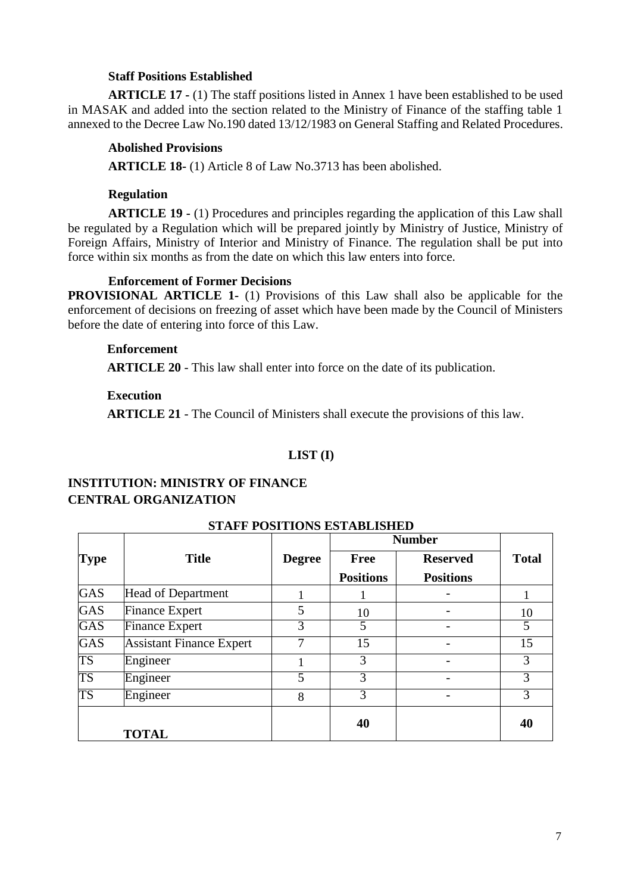### Staff Positions Established

**ARTICLE 17 -** (1) The staff positions listed in Annex 1 have been established to be used in MASAK and added into the section related to the Ministry of Finance of the staffing table 1 annexed to the Decree Law No.190 dated 13/12/1983 on General Staffing and Related Procedures.

### Abolished Provisions

**ARTICLE 18-** (1) Article 8 of Law No.3713 has been abolished.

### Regulation

**ARTICLE 19 -** (1) Procedures and principles regarding the application of this Law shall be regulated by a Regulation which will be prepared jointly by Ministry of Justice, Ministry of Foreign Affairs, Ministry of Interior and Ministry of Finance. The regulation shall be put into force within six months as from the date on which this law enters into force.

### Enforcement of Former Decisions

**PROVISIONAL ARTICLE 1-** (1) Provisions of this Law shall also be applicable for the enforcement of decisions on freezing of asset which have been made by the Council of Ministers before the date of entering into force of this Law.

### Enforcement

**ARTICLE 20** - This law shall enter into force on the date of its publication.

### Execution

**ARTICLE 21** - The Council of Ministers shall execute the provisions of this law.

## LIST (I)

**INSTITUTION: MINISTRY OF FINANCE**
**CENTRAL ORGANIZATION**

**STAFF POSITIONS ESTABLISHED**

| Type | Title | Degree | Number | | Total |
|---|---|---|---|---|---|
| | | | Free Positions | Reserved Positions | |
| GAS | Head of Department | 1 | 1 | - | 1 |
| GAS | Finance Expert | 5 | 10 | - | 10 |
| GAS | Finance Expert | 3 | 5 | - | 5 |
| GAS | Assistant Finance Expert | 7 | 15 | - | 15 |
| TS | Engineer | 1 | 3 | - | 3 |
| TS | Engineer | 5 | 3 | - | 3 |
| TS | Engineer | 8 | 3 | - | 3 |
| **TOTAL** | | | **40** | | **40** |